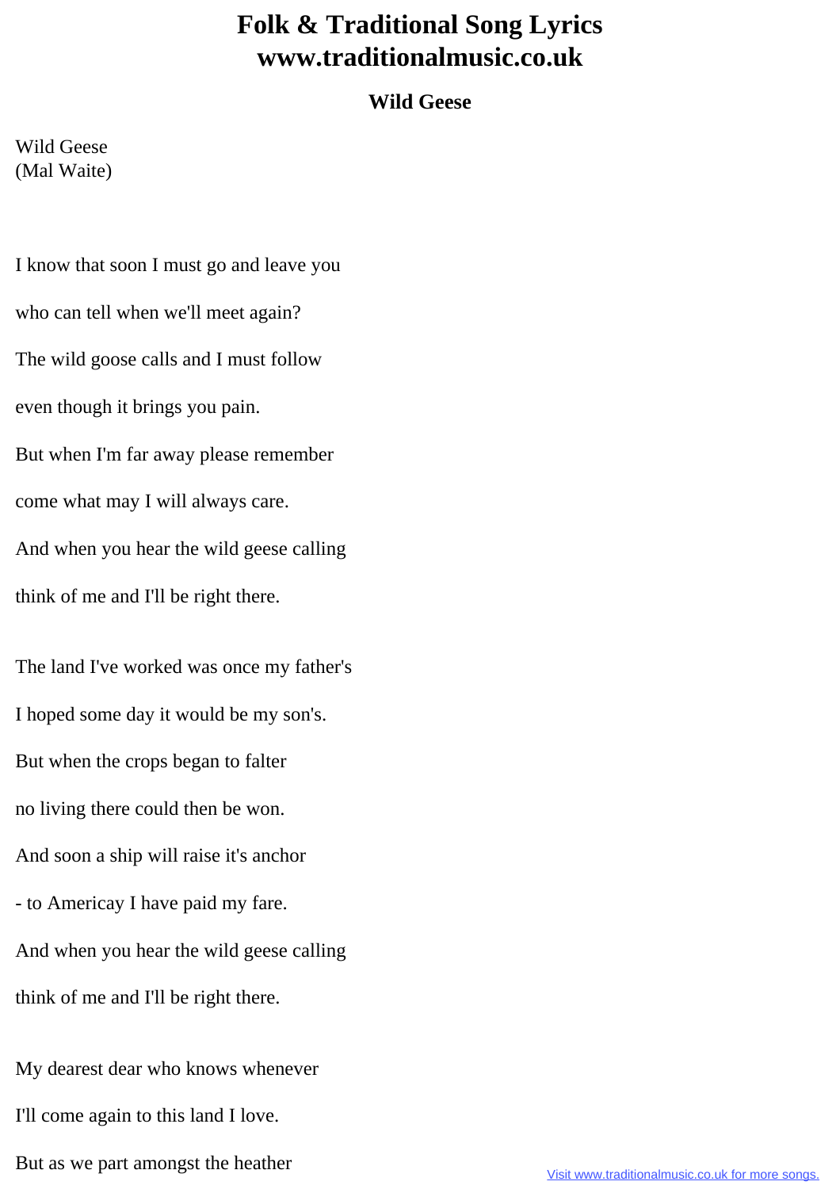# Folk & Traditional Song Lyrics
# www.traditionalmusic.co.uk

### Wild Geese

Wild Geese
(Mal Waite)

I know that soon I must go and leave you

who can tell when we'll meet again?

The wild goose calls and I must follow

even though it brings you pain.

But when I'm far away please remember

come what may I will always care.

And when you hear the wild geese calling

think of me and I'll be right there.

The land I've worked was once my father's

I hoped some day it would be my son's.

But when the crops began to falter

no living there could then be won.

And soon a ship will raise it's anchor

- to Americay I have paid my fare.

And when you hear the wild geese calling

think of me and I'll be right there.

My dearest dear who knows whenever

I'll come again to this land I love.

But as we part amongst the heather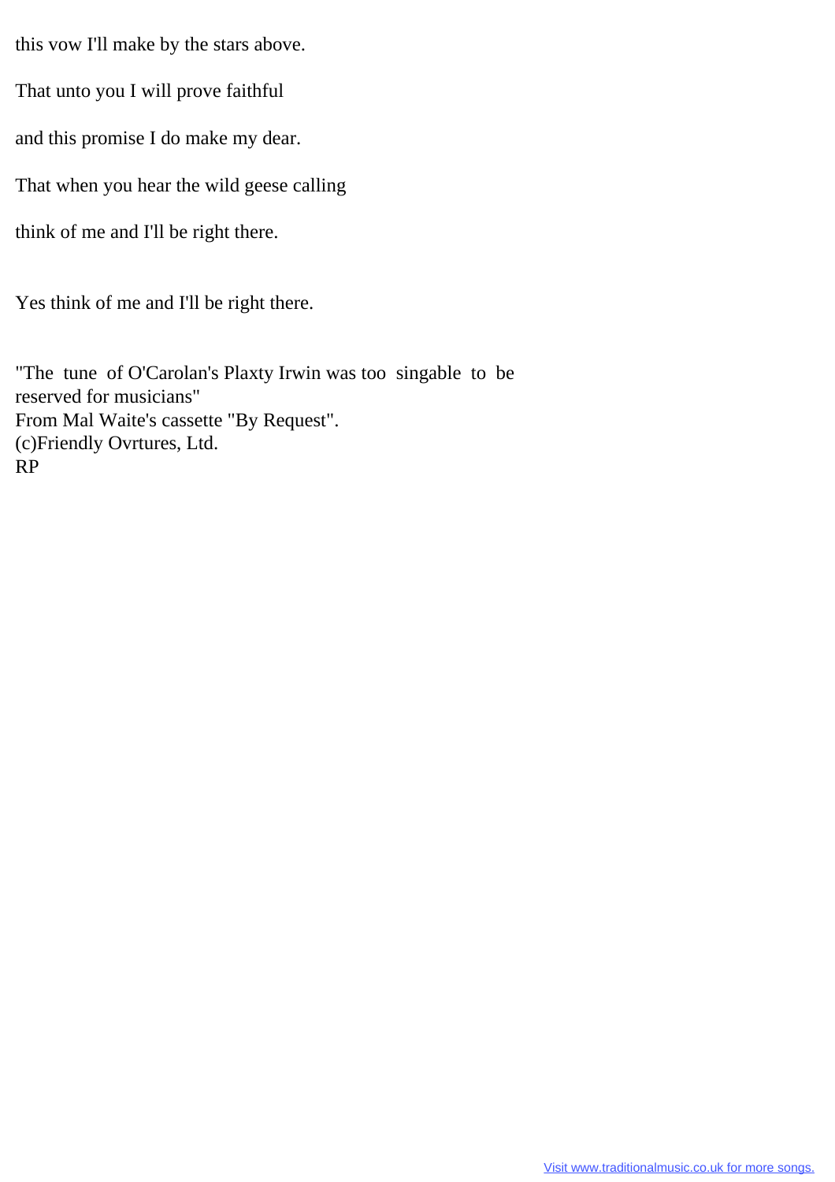this vow I'll make by the stars above.

That unto you I will prove faithful

and this promise I do make my dear.

That when you hear the wild geese calling

think of me and I'll be right there.

Yes think of me and I'll be right there.

"The tune of O'Carolan's Plaxty Irwin was too singable to be reserved for musicians"
From Mal Waite's cassette "By Request".
(c)Friendly Ovrtures, Ltd.
RP